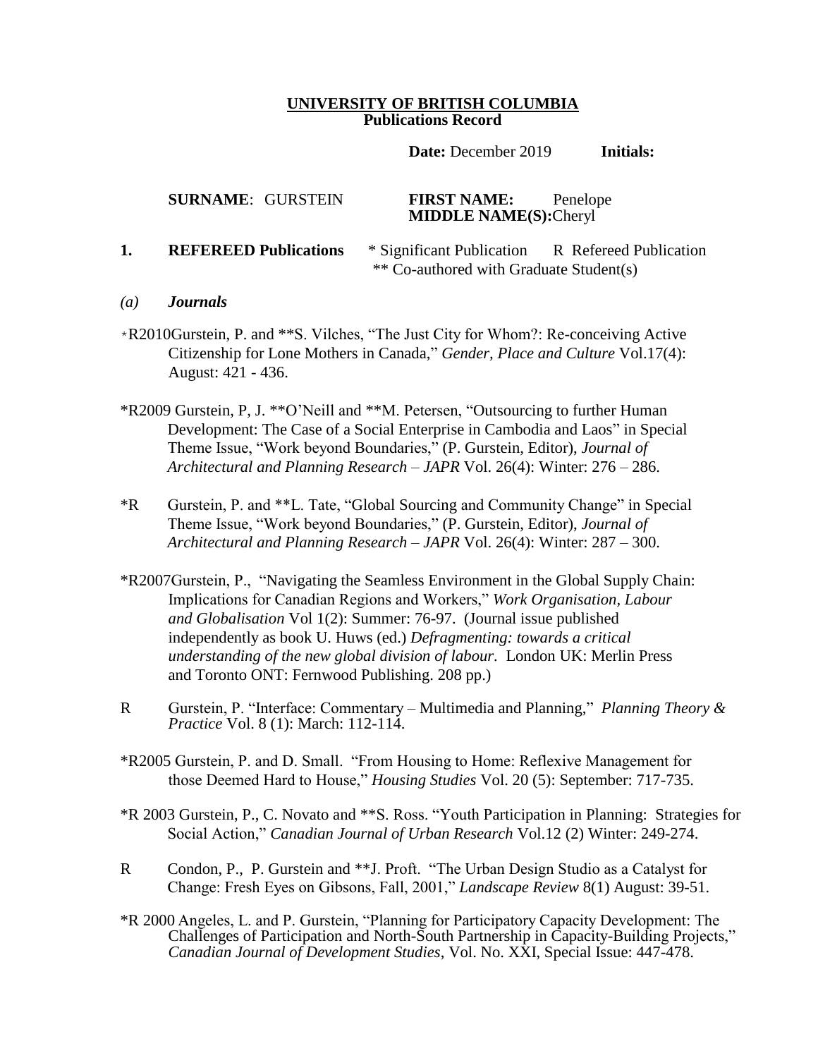**UNIVERSITY OF BRITISH COLUMBIA**
**Publications Record**

**Date:** December 2019 **Initials:**

**SURNAME**: GURSTEIN **FIRST NAME:** Penelope
**MIDDLE NAME(S):**Cheryl

## 1. REFEREED Publications

\* Significant Publication R Refereed Publication
** Co-authored with Graduate Student(s)

### *(a) Journals*

*R2010 Gurstein, P. and **S. Vilches, "The Just City for Whom?: Re-conceiving Active Citizenship for Lone Mothers in Canada," *Gender, Place and Culture* Vol.17(4): August: 421 - 436.

*R2009 Gurstein, P, J. **O'Neill and **M. Petersen, "Outsourcing to further Human Development: The Case of a Social Enterprise in Cambodia and Laos" in Special Theme Issue, "Work beyond Boundaries," (P. Gurstein, Editor), *Journal of Architectural and Planning Research – JAPR* Vol. 26(4): Winter: 276 – 286.

*R Gurstein, P. and **L. Tate, "Global Sourcing and Community Change" in Special Theme Issue, "Work beyond Boundaries," (P. Gurstein, Editor), *Journal of Architectural and Planning Research – JAPR* Vol. 26(4): Winter: 287 – 300.

*R2007 Gurstein, P., "Navigating the Seamless Environment in the Global Supply Chain: Implications for Canadian Regions and Workers," *Work Organisation, Labour and Globalisation* Vol 1(2): Summer: 76-97. (Journal issue published independently as book U. Huws (ed.) *Defragmenting: towards a critical understanding of the new global division of labour.* London UK: Merlin Press and Toronto ONT: Fernwood Publishing. 208 pp.)

R Gurstein, P. "Interface: Commentary – Multimedia and Planning," *Planning Theory & Practice* Vol. 8 (1): March: 112-114.

*R2005 Gurstein, P. and D. Small. "From Housing to Home: Reflexive Management for those Deemed Hard to House," *Housing Studies* Vol. 20 (5): September: 717-735.

*R 2003 Gurstein, P., C. Novato and **S. Ross. "Youth Participation in Planning: Strategies for Social Action," *Canadian Journal of Urban Research* Vol.12 (2) Winter: 249-274.

R Condon, P., P. Gurstein and **J. Proft. "The Urban Design Studio as a Catalyst for Change: Fresh Eyes on Gibsons, Fall, 2001," *Landscape Review* 8(1) August: 39-51.

*R 2000 Angeles, L. and P. Gurstein, "Planning for Participatory Capacity Development: The Challenges of Participation and North-South Partnership in Capacity-Building Projects," *Canadian Journal of Development Studies*, Vol. No. XXI, Special Issue: 447-478.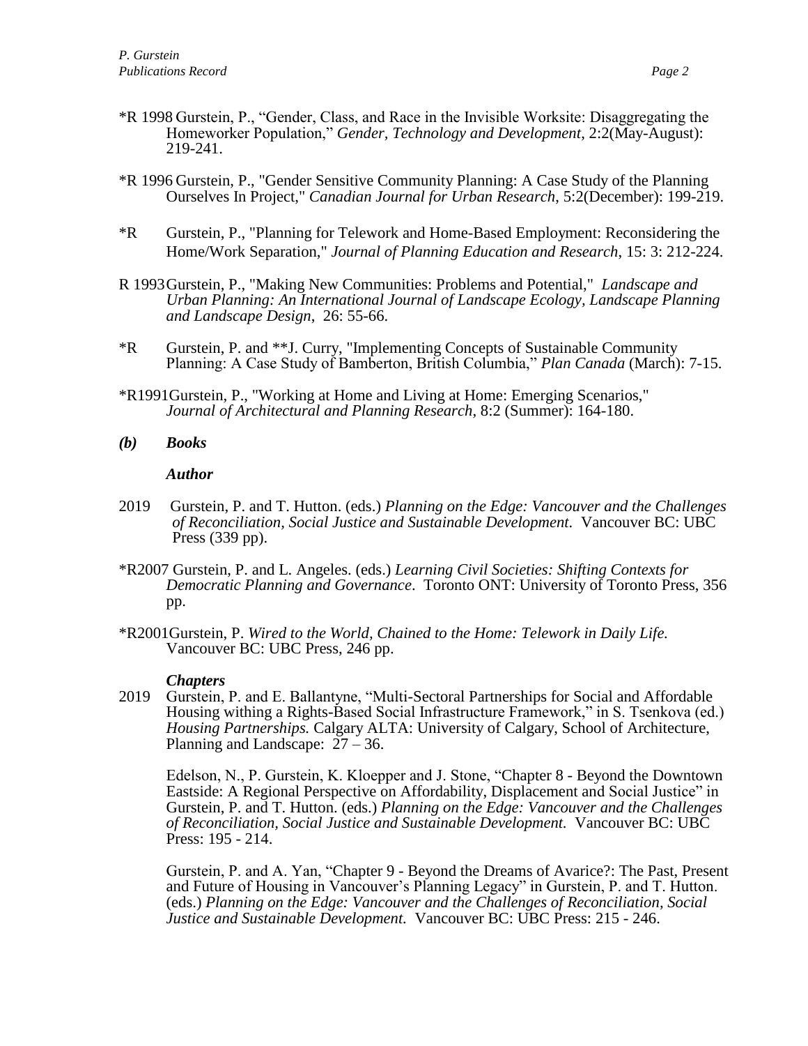*R 1998 Gurstein, P., “Gender, Class, and Race in the Invisible Worksite: Disaggregating the Homeworker Population,” *Gender, Technology and Development*, 2:2(May-August): 219-241.

*R 1996 Gurstein, P., "Gender Sensitive Community Planning: A Case Study of the Planning Ourselves In Project," *Canadian Journal for Urban Research*, 5:2(December): 199-219.

*R Gurstein, P., "Planning for Telework and Home-Based Employment: Reconsidering the Home/Work Separation," *Journal of Planning Education and Research*, 15: 3: 212-224.

R 1993 Gurstein, P., "Making New Communities: Problems and Potential," *Landscape and Urban Planning: An International Journal of Landscape Ecology, Landscape Planning and Landscape Design*, 26: 55-66.

*R Gurstein, P. and **J. Curry, "Implementing Concepts of Sustainable Community Planning: A Case Study of Bamberton, British Columbia," *Plan Canada* (March): 7-15.

*R1991 Gurstein, P., "Working at Home and Living at Home: Emerging Scenarios," *Journal of Architectural and Planning Research*, 8:2 (Summer): 164-180.

***(b) Books***

***Author***

2019 Gurstein, P. and T. Hutton. (eds.) *Planning on the Edge: Vancouver and the Challenges of Reconciliation, Social Justice and Sustainable Development.* Vancouver BC: UBC Press (339 pp).

*R2007 Gurstein, P. and L. Angeles. (eds.) *Learning Civil Societies: Shifting Contexts for Democratic Planning and Governance*. Toronto ONT: University of Toronto Press, 356 pp.

*R2001 Gurstein, P. *Wired to the World, Chained to the Home: Telework in Daily Life.* Vancouver BC: UBC Press, 246 pp.

***Chapters***

2019 Gurstein, P. and E. Ballantyne, “Multi-Sectoral Partnerships for Social and Affordable Housing withing a Rights-Based Social Infrastructure Framework,” in S. Tsenkova (ed.) *Housing Partnerships.* Calgary ALTA: University of Calgary, School of Architecture, Planning and Landscape: 27 – 36.

Edelson, N., P. Gurstein, K. Kloepper and J. Stone, “Chapter 8 - Beyond the Downtown Eastside: A Regional Perspective on Affordability, Displacement and Social Justice” in Gurstein, P. and T. Hutton. (eds.) *Planning on the Edge: Vancouver and the Challenges of Reconciliation, Social Justice and Sustainable Development.* Vancouver BC: UBC Press: 195 - 214.

Gurstein, P. and A. Yan, “Chapter 9 - Beyond the Dreams of Avarice?: The Past, Present and Future of Housing in Vancouver’s Planning Legacy” in Gurstein, P. and T. Hutton. (eds.) *Planning on the Edge: Vancouver and the Challenges of Reconciliation, Social Justice and Sustainable Development.* Vancouver BC: UBC Press: 215 - 246.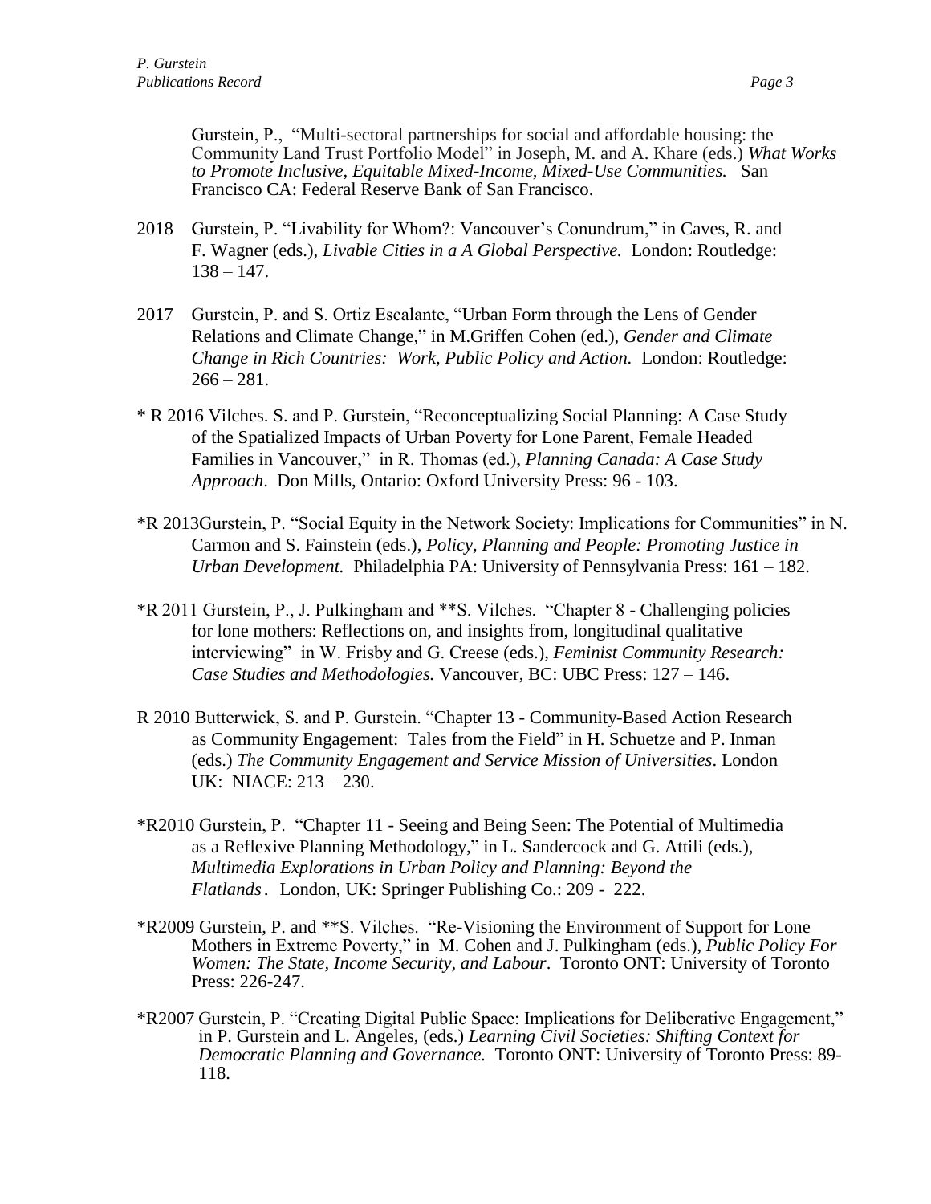Gurstein, P., "Multi-sectoral partnerships for social and affordable housing: the Community Land Trust Portfolio Model" in Joseph, M. and A. Khare (eds.) *What Works to Promote Inclusive, Equitable Mixed-Income, Mixed-Use Communities.* San Francisco CA: Federal Reserve Bank of San Francisco.

2018 Gurstein, P. "Livability for Whom?: Vancouver's Conundrum," in Caves, R. and F. Wagner (eds.), *Livable Cities in a A Global Perspective.* London: Routledge: 138 – 147.

2017 Gurstein, P. and S. Ortiz Escalante, "Urban Form through the Lens of Gender Relations and Climate Change," in M.Griffen Cohen (ed.), *Gender and Climate Change in Rich Countries: Work, Public Policy and Action.* London: Routledge: 266 – 281.

* R 2016 Vilches. S. and P. Gurstein, "Reconceptualizing Social Planning: A Case Study of the Spatialized Impacts of Urban Poverty for Lone Parent, Female Headed Families in Vancouver," in R. Thomas (ed.), *Planning Canada: A Case Study Approach*. Don Mills, Ontario: Oxford University Press: 96 - 103.

*R 2013Gurstein, P. "Social Equity in the Network Society: Implications for Communities" in N. Carmon and S. Fainstein (eds.), *Policy, Planning and People: Promoting Justice in Urban Development.* Philadelphia PA: University of Pennsylvania Press: 161 – 182.

*R 2011 Gurstein, P., J. Pulkingham and **S. Vilches. "Chapter 8 - Challenging policies for lone mothers: Reflections on, and insights from, longitudinal qualitative interviewing" in W. Frisby and G. Creese (eds.), *Feminist Community Research: Case Studies and Methodologies.* Vancouver, BC: UBC Press: 127 – 146.

R 2010 Butterwick, S. and P. Gurstein. "Chapter 13 - Community-Based Action Research as Community Engagement: Tales from the Field" in H. Schuetze and P. Inman (eds.) *The Community Engagement and Service Mission of Universities*. London UK: NIACE: 213 – 230.

*R2010 Gurstein, P. "Chapter 11 - Seeing and Being Seen: The Potential of Multimedia as a Reflexive Planning Methodology," in L. Sandercock and G. Attili (eds.), *Multimedia Explorations in Urban Policy and Planning: Beyond the Flatlands*. London, UK: Springer Publishing Co.: 209 - 222.

*R2009 Gurstein, P. and **S. Vilches. "Re-Visioning the Environment of Support for Lone Mothers in Extreme Poverty," in M. Cohen and J. Pulkingham (eds.), *Public Policy For Women: The State, Income Security, and Labour*. Toronto ONT: University of Toronto Press: 226-247.

*R2007 Gurstein, P. "Creating Digital Public Space: Implications for Deliberative Engagement," in P. Gurstein and L. Angeles, (eds.) *Learning Civil Societies: Shifting Context for Democratic Planning and Governance.* Toronto ONT: University of Toronto Press: 89-118.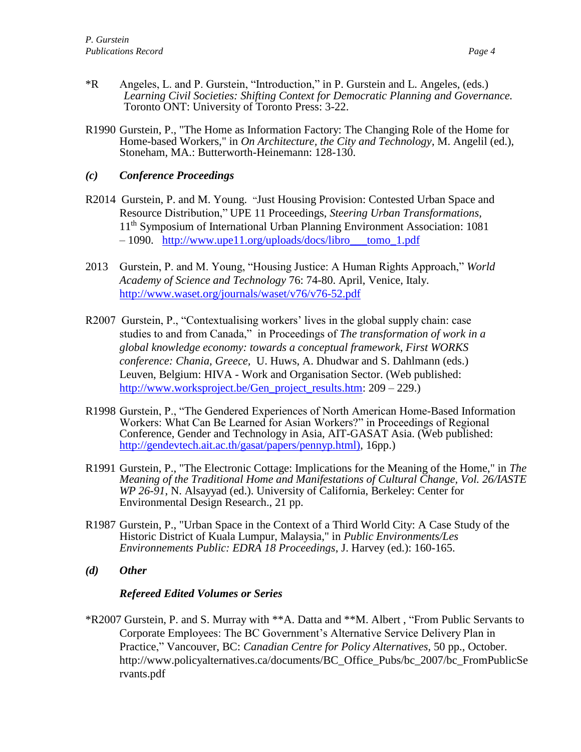*R Angeles, L. and P. Gurstein, "Introduction," in P. Gurstein and L. Angeles, (eds.) *Learning Civil Societies: Shifting Context for Democratic Planning and Governance.* Toronto ONT: University of Toronto Press: 3-22.

R1990 Gurstein, P., "The Home as Information Factory: The Changing Role of the Home for Home-based Workers," in *On Architecture, the City and Technology*, M. Angelil (ed.), Stoneham, MA.: Butterworth-Heinemann: 128-130.

### *(c) Conference Proceedings*

R2014 Gurstein, P. and M. Young. "Just Housing Provision: Contested Urban Space and Resource Distribution," UPE 11 Proceedings, *Steering Urban Transformations*, 11th Symposium of International Urban Planning Environment Association: 1081 – 1090. http://www.upe11.org/uploads/docs/libro___tomo_1.pdf

2013 Gurstein, P. and M. Young, "Housing Justice: A Human Rights Approach," *World Academy of Science and Technology* 76: 74-80. April, Venice, Italy. http://www.waset.org/journals/waset/v76/v76-52.pdf

R2007 Gurstein, P., "Contextualising workers' lives in the global supply chain: case studies to and from Canada," in Proceedings of *The transformation of work in a global knowledge economy: towards a conceptual framework, First WORKS conference: Chania, Greece,* U. Huws, A. Dhudwar and S. Dahlmann (eds.) Leuven, Belgium: HIVA - Work and Organisation Sector. (Web published: http://www.worksproject.be/Gen_project_results.htm: 209 – 229.)

R1998 Gurstein, P., "The Gendered Experiences of North American Home-Based Information Workers: What Can Be Learned for Asian Workers?" in Proceedings of Regional Conference, Gender and Technology in Asia, AIT-GASAT Asia. (Web published: http://gendevtech.ait.ac.th/gasat/papers/pennyp.html), 16pp.)

R1991 Gurstein, P., "The Electronic Cottage: Implications for the Meaning of the Home," in *The Meaning of the Traditional Home and Manifestations of Cultural Change, Vol. 26/IASTE WP 26-91*, N. Alsayyad (ed.). University of California, Berkeley: Center for Environmental Design Research., 21 pp.

R1987 Gurstein, P., "Urban Space in the Context of a Third World City: A Case Study of the Historic District of Kuala Lumpur, Malaysia," in *Public Environments/Les Environnements Public: EDRA 18 Proceedings*, J. Harvey (ed.): 160-165.

### *(d) Other*

#### *Refereed Edited Volumes or Series*

*R2007 Gurstein, P. and S. Murray with **A. Datta and **M. Albert , "From Public Servants to Corporate Employees: The BC Government's Alternative Service Delivery Plan in Practice," Vancouver, BC: *Canadian Centre for Policy Alternatives,* 50 pp., October. http://www.policyalternatives.ca/documents/BC_Office_Pubs/bc_2007/bc_FromPublicServants.pdf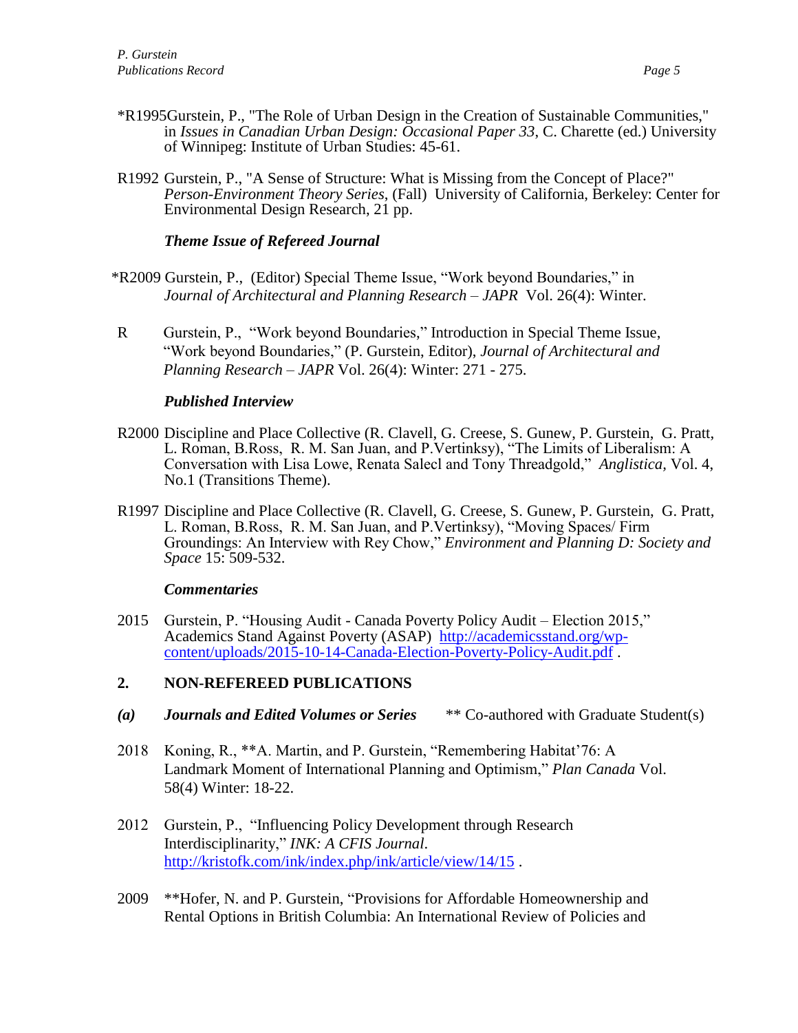\*R1995Gurstein, P., "The Role of Urban Design in the Creation of Sustainable Communities," in *Issues in Canadian Urban Design: Occasional Paper 33*, C. Charette (ed.) University of Winnipeg: Institute of Urban Studies: 45-61.

R1992 Gurstein, P., "A Sense of Structure: What is Missing from the Concept of Place?" *Person-Environment Theory Series*, (Fall) University of California, Berkeley: Center for Environmental Design Research, 21 pp.

***Theme Issue of Refereed Journal***

\*R2009 Gurstein, P., (Editor) Special Theme Issue, "Work beyond Boundaries," in *Journal of Architectural and Planning Research – JAPR* Vol. 26(4): Winter.

R Gurstein, P., "Work beyond Boundaries," Introduction in Special Theme Issue, "Work beyond Boundaries," (P. Gurstein, Editor), *Journal of Architectural and Planning Research – JAPR* Vol. 26(4): Winter: 271 - 275.

***Published Interview***

R2000 Discipline and Place Collective (R. Clavell, G. Creese, S. Gunew, P. Gurstein, G. Pratt, L. Roman, B.Ross, R. M. San Juan, and P.Vertinksy), "The Limits of Liberalism: A Conversation with Lisa Lowe, Renata Salecl and Tony Threadgold," *Anglistica*, Vol. 4, No.1 (Transitions Theme).

R1997 Discipline and Place Collective (R. Clavell, G. Creese, S. Gunew, P. Gurstein, G. Pratt, L. Roman, B.Ross, R. M. San Juan, and P.Vertinksy), "Moving Spaces/ Firm Groundings: An Interview with Rey Chow," *Environment and Planning D: Society and Space* 15: 509-532.

***Commentaries***

2015 Gurstein, P. "Housing Audit - Canada Poverty Policy Audit – Election 2015," Academics Stand Against Poverty (ASAP) http://academicsstand.org/wp-content/uploads/2015-10-14-Canada-Election-Poverty-Policy-Audit.pdf .

## 2. NON-REFEREED PUBLICATIONS

***(a) Journals and Edited Volumes or Series*** \*\* Co-authored with Graduate Student(s)

2018 Koning, R., \*\*A. Martin, and P. Gurstein, "Remembering Habitat'76: A Landmark Moment of International Planning and Optimism," *Plan Canada* Vol. 58(4) Winter: 18-22.

2012 Gurstein, P., "Influencing Policy Development through Research Interdisciplinarity," *INK: A CFIS Journal*. http://kristofk.com/ink/index.php/ink/article/view/14/15 .

2009 \*\*Hofer, N. and P. Gurstein, "Provisions for Affordable Homeownership and Rental Options in British Columbia: An International Review of Policies and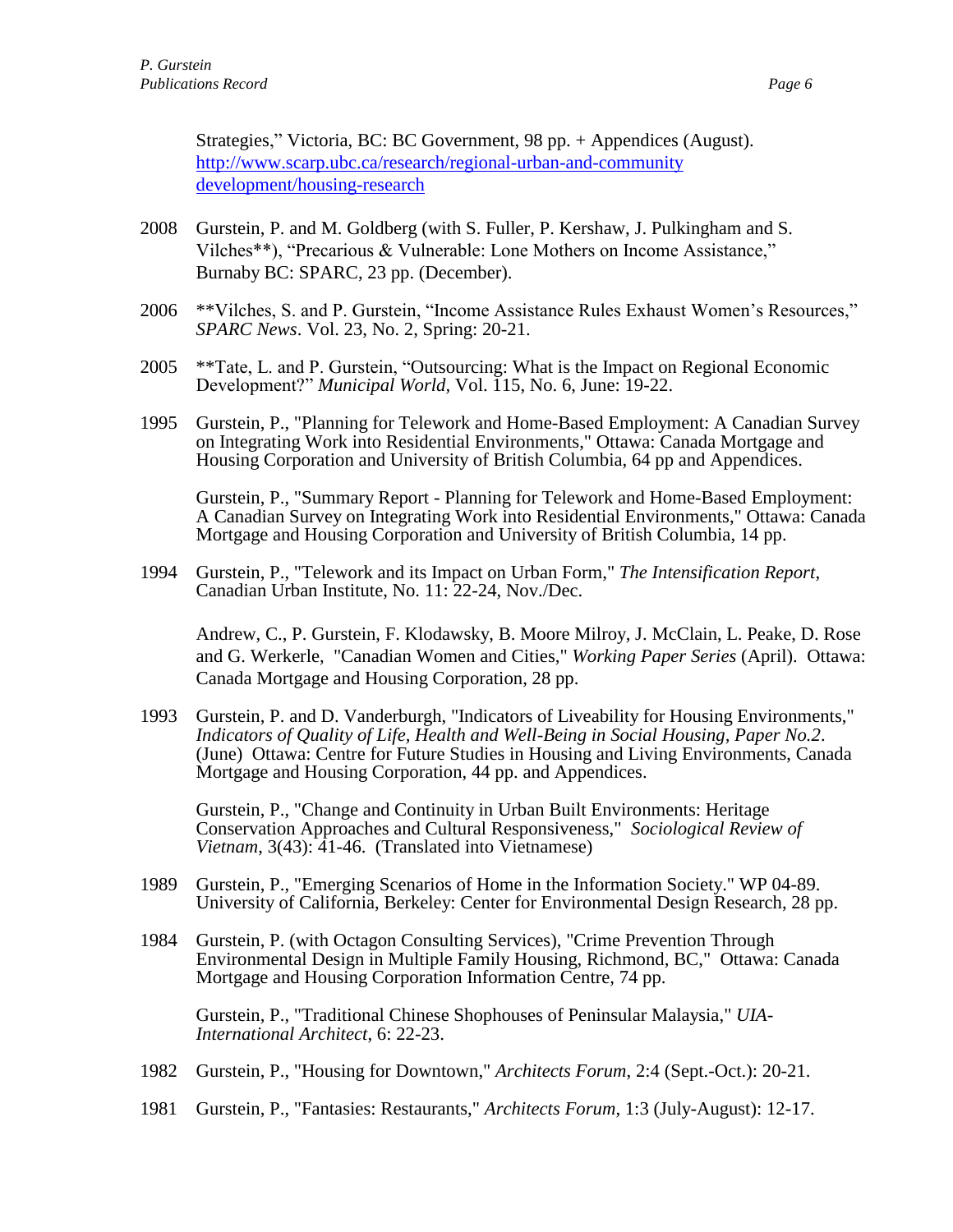Strategies," Victoria, BC: BC Government, 98 pp. + Appendices (August). [http://www.scarp.ubc.ca/research/regional-urban-and-community development/housing-research](http://www.scarp.ubc.ca/research/regional-urban-and-community-development/housing-research)

2008 Gurstein, P. and M. Goldberg (with S. Fuller, P. Kershaw, J. Pulkingham and S. Vilches**), "Precarious & Vulnerable: Lone Mothers on Income Assistance," Burnaby BC: SPARC, 23 pp. (December).

2006 **Vilches, S. and P. Gurstein, "Income Assistance Rules Exhaust Women's Resources," *SPARC News*. Vol. 23, No. 2, Spring: 20-21.

2005 **Tate, L. and P. Gurstein, "Outsourcing: What is the Impact on Regional Economic Development?" *Municipal World,* Vol. 115, No. 6, June: 19-22.

1995 Gurstein, P., "Planning for Telework and Home-Based Employment: A Canadian Survey on Integrating Work into Residential Environments," Ottawa: Canada Mortgage and Housing Corporation and University of British Columbia, 64 pp and Appendices.

Gurstein, P., "Summary Report - Planning for Telework and Home-Based Employment: A Canadian Survey on Integrating Work into Residential Environments," Ottawa: Canada Mortgage and Housing Corporation and University of British Columbia, 14 pp.

1994 Gurstein, P., "Telework and its Impact on Urban Form," *The Intensification Report*, Canadian Urban Institute, No. 11: 22-24, Nov./Dec.

Andrew, C., P. Gurstein, F. Klodawsky, B. Moore Milroy, J. McClain, L. Peake, D. Rose and G. Werkerle, "Canadian Women and Cities," *Working Paper Series* (April). Ottawa: Canada Mortgage and Housing Corporation, 28 pp.

1993 Gurstein, P. and D. Vanderburgh, "Indicators of Liveability for Housing Environments," *Indicators of Quality of Life, Health and Well-Being in Social Housing, Paper No.2*. (June) Ottawa: Centre for Future Studies in Housing and Living Environments, Canada Mortgage and Housing Corporation, 44 pp. and Appendices.

Gurstein, P., "Change and Continuity in Urban Built Environments: Heritage Conservation Approaches and Cultural Responsiveness," *Sociological Review of Vietnam*, 3(43): 41-46. (Translated into Vietnamese)

1989 Gurstein, P., "Emerging Scenarios of Home in the Information Society." WP 04-89. University of California, Berkeley: Center for Environmental Design Research, 28 pp.

1984 Gurstein, P. (with Octagon Consulting Services), "Crime Prevention Through Environmental Design in Multiple Family Housing, Richmond, BC," Ottawa: Canada Mortgage and Housing Corporation Information Centre, 74 pp.

Gurstein, P., "Traditional Chinese Shophouses of Peninsular Malaysia," *UIA-International Architect*, 6: 22-23.

1982 Gurstein, P., "Housing for Downtown," *Architects Forum*, 2:4 (Sept.-Oct.): 20-21.

1981 Gurstein, P., "Fantasies: Restaurants," *Architects Forum*, 1:3 (July-August): 12-17.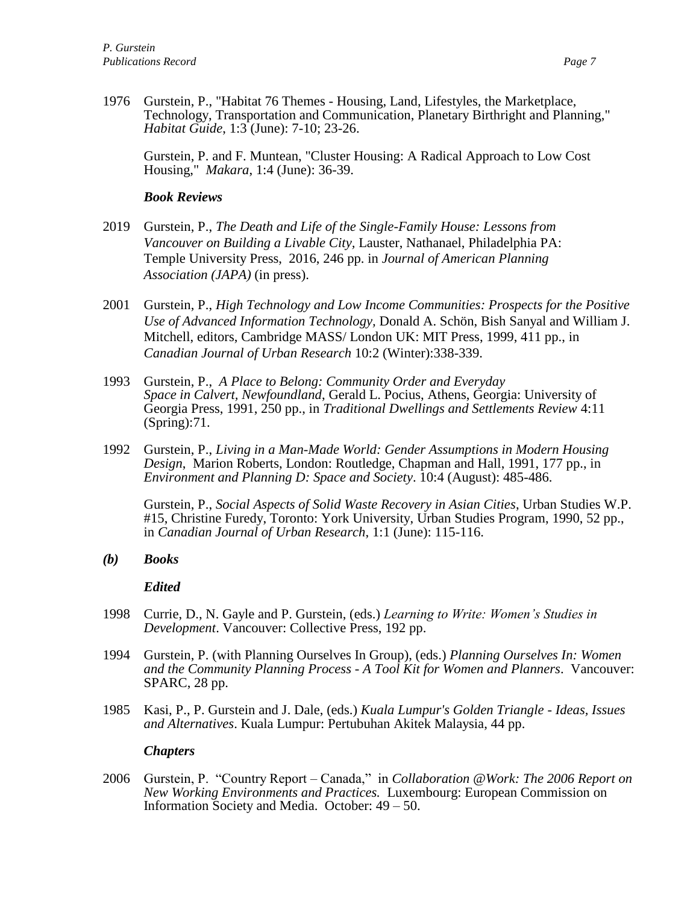1976 Gurstein, P., "Habitat 76 Themes - Housing, Land, Lifestyles, the Marketplace, Technology, Transportation and Communication, Planetary Birthright and Planning," *Habitat Guide*, 1:3 (June): 7-10; 23-26.

Gurstein, P. and F. Muntean, "Cluster Housing: A Radical Approach to Low Cost Housing," *Makara*, 1:4 (June): 36-39.

***Book Reviews***

2019 Gurstein, P., *The Death and Life of the Single-Family House: Lessons from Vancouver on Building a Livable City,* Lauster, Nathanael, Philadelphia PA: Temple University Press, 2016, 246 pp. in *Journal of American Planning Association (JAPA)* (in press).

2001 Gurstein, P., *High Technology and Low Income Communities: Prospects for the Positive Use of Advanced Information Technology,* Donald A. Schön, Bish Sanyal and William J. Mitchell, editors, Cambridge MASS/ London UK: MIT Press, 1999, 411 pp., in *Canadian Journal of Urban Research* 10:2 (Winter):338-339.

1993 Gurstein, P., *A Place to Belong: Community Order and Everyday Space in Calvert, Newfoundland*, Gerald L. Pocius, Athens, Georgia: University of Georgia Press, 1991, 250 pp., in *Traditional Dwellings and Settlements Review* 4:11 (Spring):71.

1992 Gurstein, P., *Living in a Man-Made World: Gender Assumptions in Modern Housing Design*, Marion Roberts, London: Routledge, Chapman and Hall, 1991, 177 pp., in *Environment and Planning D: Space and Society*. 10:4 (August): 485-486.

Gurstein, P., *Social Aspects of Solid Waste Recovery in Asian Cities*, Urban Studies W.P. #15, Christine Furedy, Toronto: York University, Urban Studies Program, 1990, 52 pp., in *Canadian Journal of Urban Research*, 1:1 (June): 115-116.

***(b) Books***

***Edited***

1998 Currie, D., N. Gayle and P. Gurstein, (eds.) *Learning to Write: Women's Studies in Development*. Vancouver: Collective Press, 192 pp.

1994 Gurstein, P. (with Planning Ourselves In Group), (eds.) *Planning Ourselves In: Women and the Community Planning Process - A Tool Kit for Women and Planners*. Vancouver: SPARC, 28 pp.

1985 Kasi, P., P. Gurstein and J. Dale, (eds.) *Kuala Lumpur's Golden Triangle - Ideas, Issues and Alternatives*. Kuala Lumpur: Pertubuhan Akitek Malaysia, 44 pp.

***Chapters***

2006 Gurstein, P. "Country Report – Canada," in *Collaboration @Work: The 2006 Report on New Working Environments and Practices.* Luxembourg: European Commission on Information Society and Media. October: 49 – 50.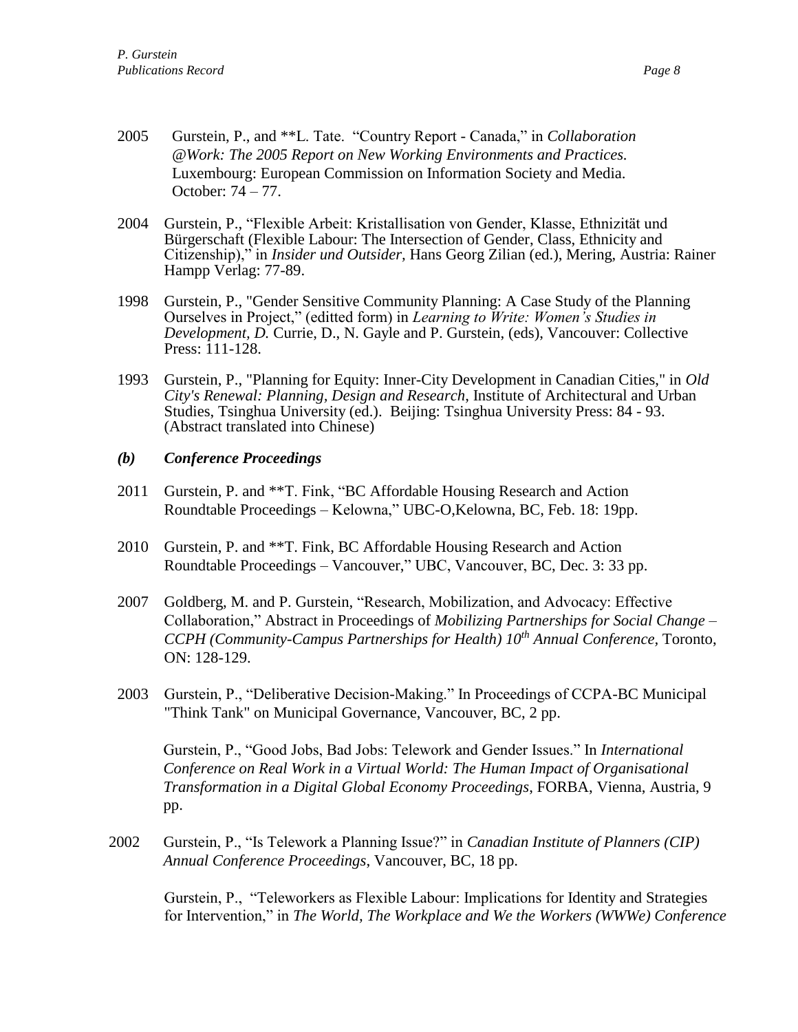2005 Gurstein, P., and **L. Tate. "Country Report - Canada," in *Collaboration @Work: The 2005 Report on New Working Environments and Practices.* Luxembourg: European Commission on Information Society and Media. October: 74 – 77.

2004 Gurstein, P., "Flexible Arbeit: Kristallisation von Gender, Klasse, Ethnizität und Bürgerschaft (Flexible Labour: The Intersection of Gender, Class, Ethnicity and Citizenship)," in *Insider und Outsider,* Hans Georg Zilian (ed.), Mering, Austria: Rainer Hampp Verlag: 77-89.

1998 Gurstein, P., "Gender Sensitive Community Planning: A Case Study of the Planning Ourselves in Project," (editted form) in *Learning to Write: Women's Studies in Development, D.* Currie, D., N. Gayle and P. Gurstein, (eds), Vancouver: Collective Press: 111-128.

1993 Gurstein, P., "Planning for Equity: Inner-City Development in Canadian Cities," in *Old City's Renewal: Planning, Design and Research*, Institute of Architectural and Urban Studies, Tsinghua University (ed.). Beijing: Tsinghua University Press: 84 - 93. (Abstract translated into Chinese)

### *(b) Conference Proceedings*

2011 Gurstein, P. and **T. Fink, "BC Affordable Housing Research and Action Roundtable Proceedings – Kelowna," UBC-O,Kelowna, BC, Feb. 18: 19pp.

2010 Gurstein, P. and **T. Fink, BC Affordable Housing Research and Action Roundtable Proceedings – Vancouver," UBC, Vancouver, BC, Dec. 3: 33 pp.

2007 Goldberg, M. and P. Gurstein, "Research, Mobilization, and Advocacy: Effective Collaboration," Abstract in Proceedings of *Mobilizing Partnerships for Social Change – CCPH (Community-Campus Partnerships for Health) 10th Annual Conference*, Toronto, ON: 128-129.

2003 Gurstein, P., "Deliberative Decision-Making." In Proceedings of CCPA-BC Municipal "Think Tank" on Municipal Governance, Vancouver, BC, 2 pp.

Gurstein, P., "Good Jobs, Bad Jobs: Telework and Gender Issues." In *International Conference on Real Work in a Virtual World: The Human Impact of Organisational Transformation in a Digital Global Economy Proceedings*, FORBA, Vienna, Austria, 9 pp.

2002 Gurstein, P., "Is Telework a Planning Issue?" in *Canadian Institute of Planners (CIP) Annual Conference Proceedings*, Vancouver, BC, 18 pp.

Gurstein, P., "Teleworkers as Flexible Labour: Implications for Identity and Strategies for Intervention," in *The World, The Workplace and We the Workers (WWWe) Conference*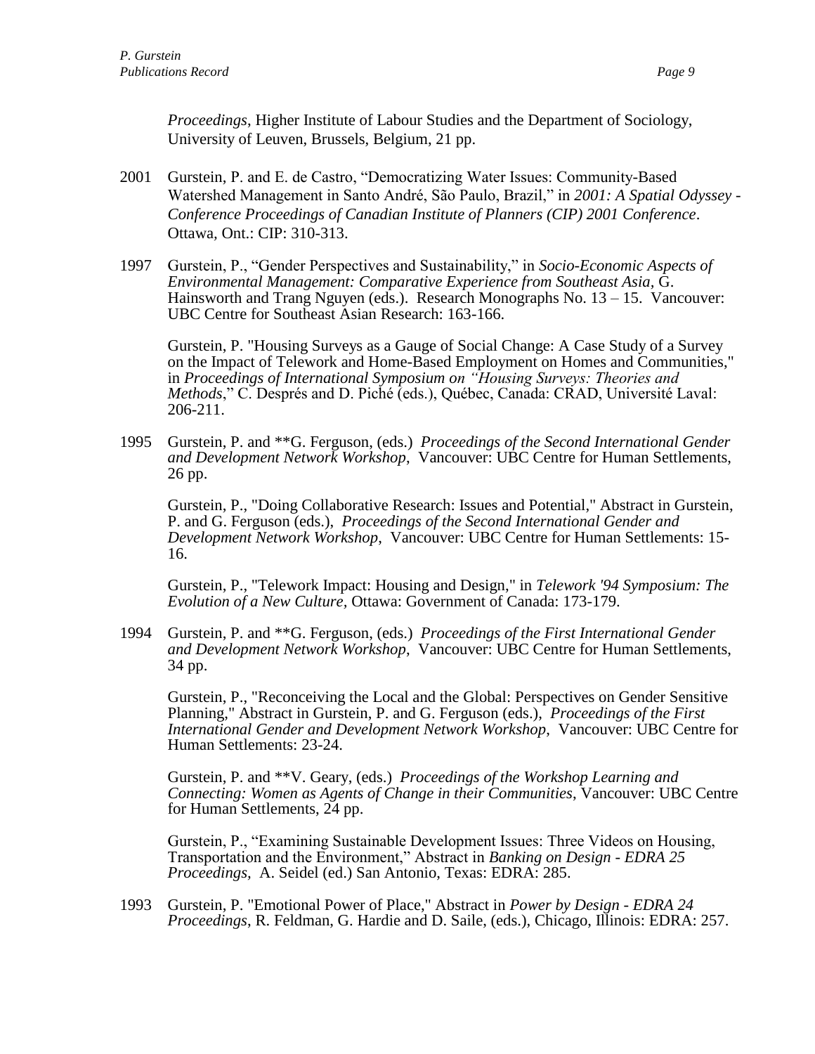*Proceedings*, Higher Institute of Labour Studies and the Department of Sociology, University of Leuven, Brussels, Belgium, 21 pp.

2001 Gurstein, P. and E. de Castro, "Democratizing Water Issues: Community-Based Watershed Management in Santo André, São Paulo, Brazil," in *2001: A Spatial Odyssey - Conference Proceedings of Canadian Institute of Planners (CIP) 2001 Conference*. Ottawa, Ont.: CIP: 310-313.

1997 Gurstein, P., "Gender Perspectives and Sustainability," in *Socio-Economic Aspects of Environmental Management: Comparative Experience from Southeast Asia*, G. Hainsworth and Trang Nguyen (eds.). Research Monographs No. 13 – 15. Vancouver: UBC Centre for Southeast Asian Research: 163-166.

Gurstein, P. "Housing Surveys as a Gauge of Social Change: A Case Study of a Survey on the Impact of Telework and Home-Based Employment on Homes and Communities," in *Proceedings of International Symposium on "Housing Surveys: Theories and Methods*," C. Després and D. Piché (eds.), Québec, Canada: CRAD, Université Laval: 206-211.

1995 Gurstein, P. and **G. Ferguson, (eds.) *Proceedings of the Second International Gender and Development Network Workshop*, Vancouver: UBC Centre for Human Settlements, 26 pp.

Gurstein, P., "Doing Collaborative Research: Issues and Potential," Abstract in Gurstein, P. and G. Ferguson (eds.), *Proceedings of the Second International Gender and Development Network Workshop*, Vancouver: UBC Centre for Human Settlements: 15-16.

Gurstein, P., "Telework Impact: Housing and Design," in *Telework '94 Symposium: The Evolution of a New Culture*, Ottawa: Government of Canada: 173-179.

1994 Gurstein, P. and **G. Ferguson, (eds.) *Proceedings of the First International Gender and Development Network Workshop*, Vancouver: UBC Centre for Human Settlements, 34 pp.

Gurstein, P., "Reconceiving the Local and the Global: Perspectives on Gender Sensitive Planning," Abstract in Gurstein, P. and G. Ferguson (eds.), *Proceedings of the First International Gender and Development Network Workshop*, Vancouver: UBC Centre for Human Settlements: 23-24.

Gurstein, P. and **V. Geary, (eds.) *Proceedings of the Workshop Learning and Connecting: Women as Agents of Change in their Communities*, Vancouver: UBC Centre for Human Settlements, 24 pp.

Gurstein, P., "Examining Sustainable Development Issues: Three Videos on Housing, Transportation and the Environment," Abstract in *Banking on Design - EDRA 25 Proceedings*, A. Seidel (ed.) San Antonio, Texas: EDRA: 285.

1993 Gurstein, P. "Emotional Power of Place," Abstract in *Power by Design - EDRA 24 Proceedings*, R. Feldman, G. Hardie and D. Saile, (eds.), Chicago, Illinois: EDRA: 257.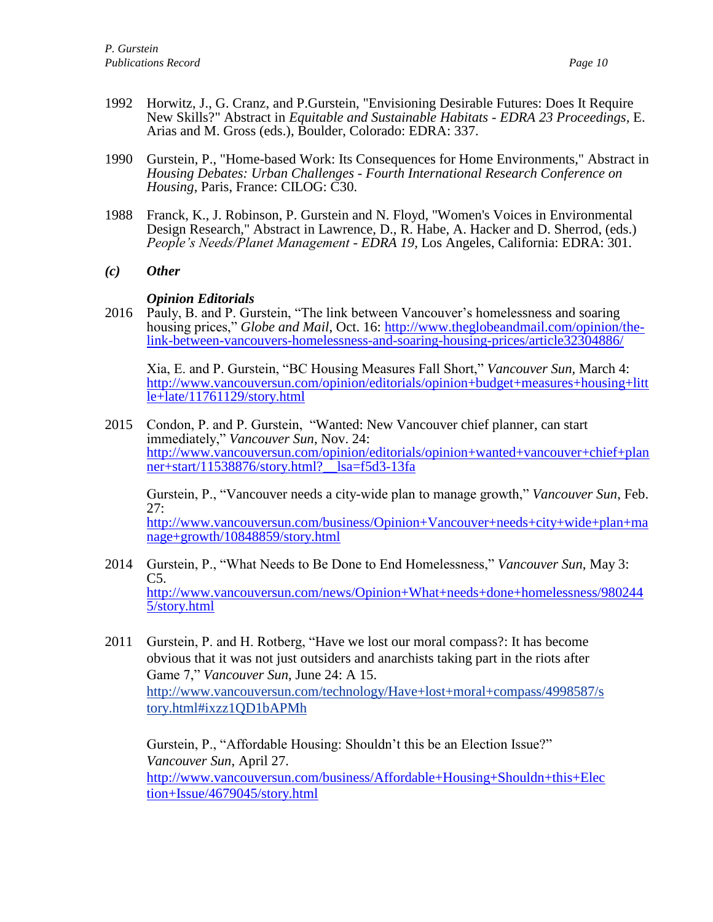1992 Horwitz, J., G. Cranz, and P.Gurstein, "Envisioning Desirable Futures: Does It Require New Skills?" Abstract in *Equitable and Sustainable Habitats - EDRA 23 Proceedings*, E. Arias and M. Gross (eds.), Boulder, Colorado: EDRA: 337.

1990 Gurstein, P., "Home-based Work: Its Consequences for Home Environments," Abstract in *Housing Debates: Urban Challenges - Fourth International Research Conference on Housing*, Paris, France: CILOG: C30.

1988 Franck, K., J. Robinson, P. Gurstein and N. Floyd, "Women's Voices in Environmental Design Research," Abstract in Lawrence, D., R. Habe, A. Hacker and D. Sherrod, (eds.) *People's Needs/Planet Management - EDRA 19,* Los Angeles, California: EDRA: 301.

***(c) Other***

***Opinion Editorials***

2016 Pauly, B. and P. Gurstein, "The link between Vancouver's homelessness and soaring housing prices," *Globe and Mail*, Oct. 16: http://www.theglobeandmail.com/opinion/the-link-between-vancouvers-homelessness-and-soaring-housing-prices/article32304886/

Xia, E. and P. Gurstein, "BC Housing Measures Fall Short," *Vancouver Sun,* March 4: http://www.vancouversun.com/opinion/editorials/opinion+budget+measures+housing+little+late/11761129/story.html

2015 Condon, P. and P. Gurstein, "Wanted: New Vancouver chief planner, can start immediately," *Vancouver Sun*, Nov. 24: http://www.vancouversun.com/opinion/editorials/opinion+wanted+vancouver+chief+planner+start/11538876/story.html?__lsa=f5d3-13fa

Gurstein, P., "Vancouver needs a city-wide plan to manage growth," *Vancouver Sun*, Feb. 27: http://www.vancouversun.com/business/Opinion+Vancouver+needs+city+wide+plan+manage+growth/10848859/story.html

2014 Gurstein, P., "What Needs to Be Done to End Homelessness," *Vancouver Sun*, May 3: C5. http://www.vancouversun.com/news/Opinion+What+needs+done+homelessness/9802445/story.html

2011 Gurstein, P. and H. Rotberg, "Have we lost our moral compass?: It has become obvious that it was not just outsiders and anarchists taking part in the riots after Game 7," *Vancouver Sun*, June 24: A 15. http://www.vancouversun.com/technology/Have+lost+moral+compass/4998587/story.html#ixzz1QD1bAPMh

Gurstein, P., "Affordable Housing: Shouldn't this be an Election Issue?" *Vancouver Sun*, April 27. http://www.vancouversun.com/business/Affordable+Housing+Shouldn+this+Election+Issue/4679045/story.html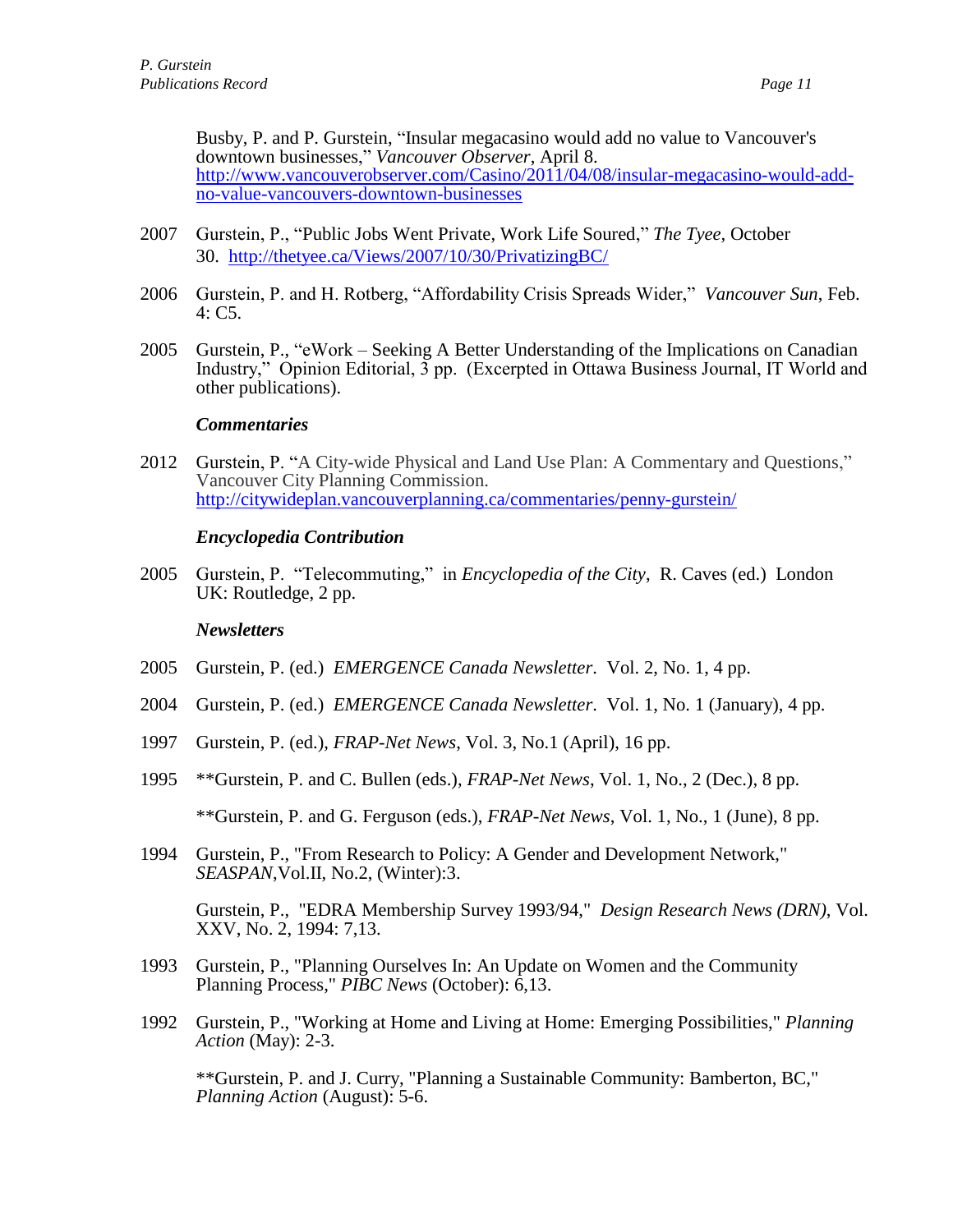Busby, P. and P. Gurstein, "Insular megacasino would add no value to Vancouver's downtown businesses," *Vancouver Observer*, April 8. http://www.vancouverobserver.com/Casino/2011/04/08/insular-megacasino-would-add-no-value-vancouvers-downtown-businesses

2007 Gurstein, P., "Public Jobs Went Private, Work Life Soured," *The Tyee*, October 30. http://thetyee.ca/Views/2007/10/30/PrivatizingBC/

2006 Gurstein, P. and H. Rotberg, "Affordability Crisis Spreads Wider," *Vancouver Sun*, Feb. 4: C5.

2005 Gurstein, P., "eWork – Seeking A Better Understanding of the Implications on Canadian Industry," Opinion Editorial, 3 pp. (Excerpted in Ottawa Business Journal, IT World and other publications).

***Commentaries***

2012 Gurstein, P. "A City-wide Physical and Land Use Plan: A Commentary and Questions," Vancouver City Planning Commission. http://citywideplan.vancouverplanning.ca/commentaries/penny-gurstein/

***Encyclopedia Contribution***

2005 Gurstein, P. "Telecommuting," in *Encyclopedia of the City*, R. Caves (ed.) London UK: Routledge, 2 pp.

***Newsletters***

2005 Gurstein, P. (ed.) *EMERGENCE Canada Newsletter*. Vol. 2, No. 1, 4 pp.

2004 Gurstein, P. (ed.) *EMERGENCE Canada Newsletter*. Vol. 1, No. 1 (January), 4 pp.

1997 Gurstein, P. (ed.), *FRAP-Net News*, Vol. 3, No.1 (April), 16 pp.

1995 **Gurstein, P. and C. Bullen (eds.), *FRAP-Net News*, Vol. 1, No., 2 (Dec.), 8 pp.

**Gurstein, P. and G. Ferguson (eds.), *FRAP-Net News*, Vol. 1, No., 1 (June), 8 pp.

1994 Gurstein, P., "From Research to Policy: A Gender and Development Network," *SEASPAN*,Vol.II, No.2, (Winter):3.

Gurstein, P., "EDRA Membership Survey 1993/94," *Design Research News (DRN)*, Vol. XXV, No. 2, 1994: 7,13.

1993 Gurstein, P., "Planning Ourselves In: An Update on Women and the Community Planning Process," *PIBC News* (October): 6,13.

1992 Gurstein, P., "Working at Home and Living at Home: Emerging Possibilities," *Planning Action* (May): 2-3.

**Gurstein, P. and J. Curry, "Planning a Sustainable Community: Bamberton, BC," *Planning Action* (August): 5-6.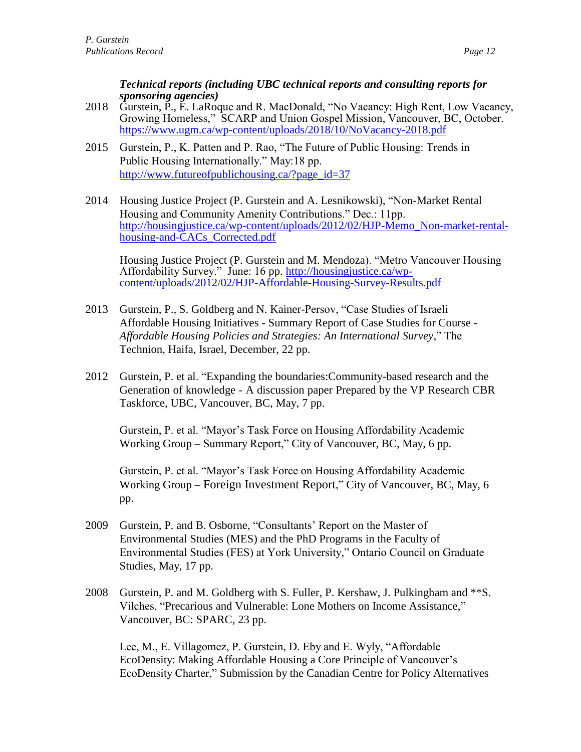***Technical reports (including UBC technical reports and consulting reports for sponsoring agencies)***

2018 Gurstein, P., E. LaRoque and R. MacDonald, "No Vacancy: High Rent, Low Vacancy, Growing Homeless," SCARP and Union Gospel Mission, Vancouver, BC, October. https://www.ugm.ca/wp-content/uploads/2018/10/NoVacancy-2018.pdf

2015 Gurstein, P., K. Patten and P. Rao, "The Future of Public Housing: Trends in Public Housing Internationally." May:18 pp. http://www.futureofpublichousing.ca/?page_id=37

2014 Housing Justice Project (P. Gurstein and A. Lesnikowski), "Non-Market Rental Housing and Community Amenity Contributions." Dec.: 11pp. http://housingjustice.ca/wp-content/uploads/2012/02/HJP-Memo_Non-market-rental-housing-and-CACs_Corrected.pdf

Housing Justice Project (P. Gurstein and M. Mendoza). "Metro Vancouver Housing Affordability Survey." June: 16 pp. http://housingjustice.ca/wp-content/uploads/2012/02/HJP-Affordable-Housing-Survey-Results.pdf

2013 Gurstein, P., S. Goldberg and N. Kainer-Persov, "Case Studies of Israeli Affordable Housing Initiatives - Summary Report of Case Studies for Course - *Affordable Housing Policies and Strategies: An International Survey*," The Technion, Haifa, Israel, December, 22 pp.

2012 Gurstein, P. et al. "Expanding the boundaries:Community-based research and the Generation of knowledge - A discussion paper Prepared by the VP Research CBR Taskforce, UBC, Vancouver, BC, May, 7 pp.

Gurstein, P. et al. "Mayor's Task Force on Housing Affordability Academic Working Group – Summary Report," City of Vancouver, BC, May, 6 pp.

Gurstein, P. et al. "Mayor's Task Force on Housing Affordability Academic Working Group – Foreign Investment Report," City of Vancouver, BC, May, 6 pp.

2009 Gurstein, P. and B. Osborne, "Consultants' Report on the Master of Environmental Studies (MES) and the PhD Programs in the Faculty of Environmental Studies (FES) at York University," Ontario Council on Graduate Studies, May, 17 pp.

2008 Gurstein, P. and M. Goldberg with S. Fuller, P. Kershaw, J. Pulkingham and **S. Vilches, "Precarious and Vulnerable: Lone Mothers on Income Assistance," Vancouver, BC: SPARC, 23 pp.

Lee, M., E. Villagomez, P. Gurstein, D. Eby and E. Wyly, "Affordable EcoDensity: Making Affordable Housing a Core Principle of Vancouver's EcoDensity Charter," Submission by the Canadian Centre for Policy Alternatives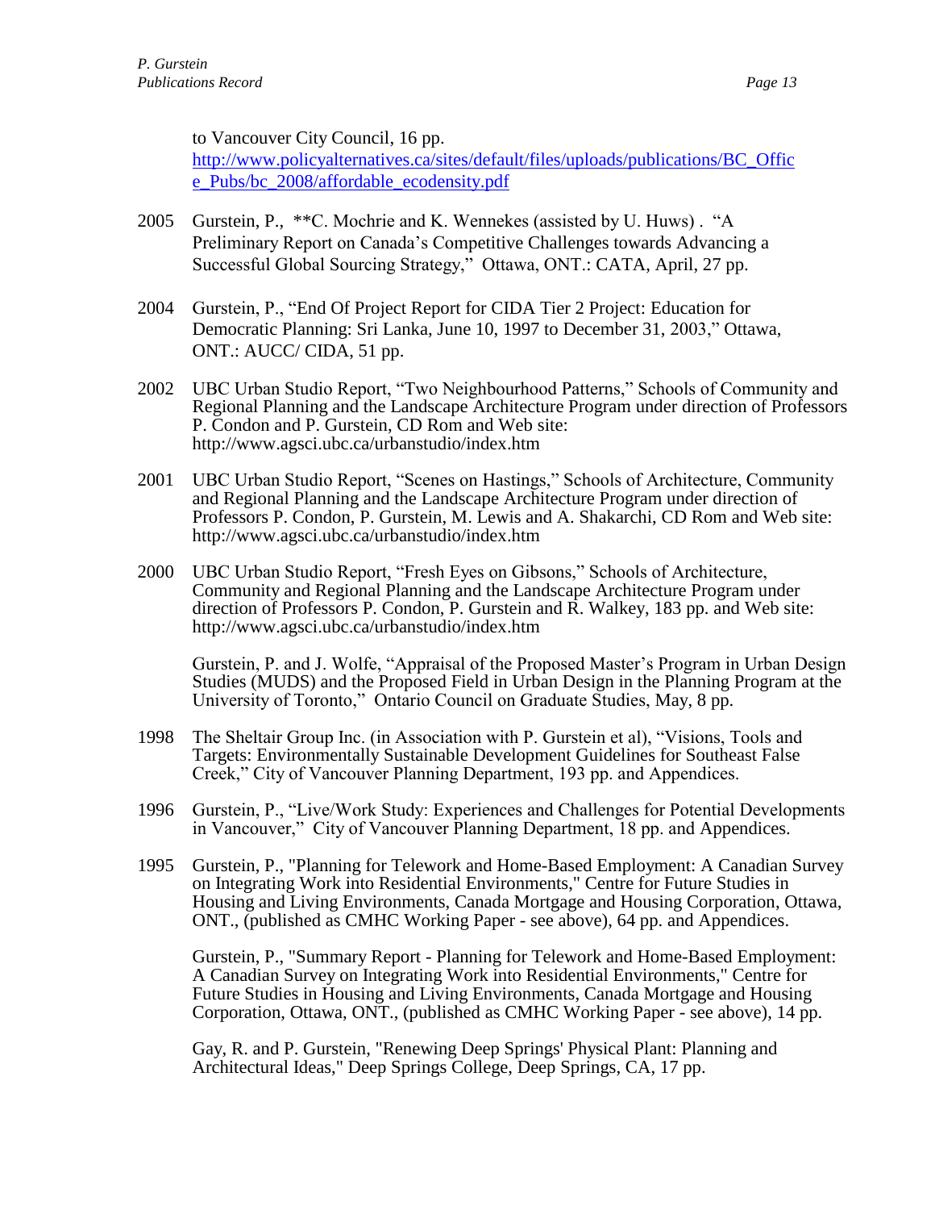to Vancouver City Council, 16 pp. http://www.policyalternatives.ca/sites/default/files/uploads/publications/BC_Office_Pubs/bc_2008/affordable_ecodensity.pdf

2005 Gurstein, P., **C. Mochrie and K. Wennekes (assisted by U. Huws) . "A Preliminary Report on Canada's Competitive Challenges towards Advancing a Successful Global Sourcing Strategy," Ottawa, ONT.: CATA, April, 27 pp.

2004 Gurstein, P., "End Of Project Report for CIDA Tier 2 Project: Education for Democratic Planning: Sri Lanka, June 10, 1997 to December 31, 2003," Ottawa, ONT.: AUCC/ CIDA, 51 pp.

2002 UBC Urban Studio Report, "Two Neighbourhood Patterns," Schools of Community and Regional Planning and the Landscape Architecture Program under direction of Professors P. Condon and P. Gurstein, CD Rom and Web site: http://www.agsci.ubc.ca/urbanstudio/index.htm

2001 UBC Urban Studio Report, "Scenes on Hastings," Schools of Architecture, Community and Regional Planning and the Landscape Architecture Program under direction of Professors P. Condon, P. Gurstein, M. Lewis and A. Shakarchi, CD Rom and Web site: http://www.agsci.ubc.ca/urbanstudio/index.htm

2000 UBC Urban Studio Report, "Fresh Eyes on Gibsons," Schools of Architecture, Community and Regional Planning and the Landscape Architecture Program under direction of Professors P. Condon, P. Gurstein and R. Walkey, 183 pp. and Web site: http://www.agsci.ubc.ca/urbanstudio/index.htm

Gurstein, P. and J. Wolfe, "Appraisal of the Proposed Master's Program in Urban Design Studies (MUDS) and the Proposed Field in Urban Design in the Planning Program at the University of Toronto," Ontario Council on Graduate Studies, May, 8 pp.

1998 The Sheltair Group Inc. (in Association with P. Gurstein et al), "Visions, Tools and Targets: Environmentally Sustainable Development Guidelines for Southeast False Creek," City of Vancouver Planning Department, 193 pp. and Appendices.

1996 Gurstein, P., "Live/Work Study: Experiences and Challenges for Potential Developments in Vancouver," City of Vancouver Planning Department, 18 pp. and Appendices.

1995 Gurstein, P., "Planning for Telework and Home-Based Employment: A Canadian Survey on Integrating Work into Residential Environments," Centre for Future Studies in Housing and Living Environments, Canada Mortgage and Housing Corporation, Ottawa, ONT., (published as CMHC Working Paper - see above), 64 pp. and Appendices.

Gurstein, P., "Summary Report - Planning for Telework and Home-Based Employment: A Canadian Survey on Integrating Work into Residential Environments," Centre for Future Studies in Housing and Living Environments, Canada Mortgage and Housing Corporation, Ottawa, ONT., (published as CMHC Working Paper - see above), 14 pp.

Gay, R. and P. Gurstein, "Renewing Deep Springs' Physical Plant: Planning and Architectural Ideas," Deep Springs College, Deep Springs, CA, 17 pp.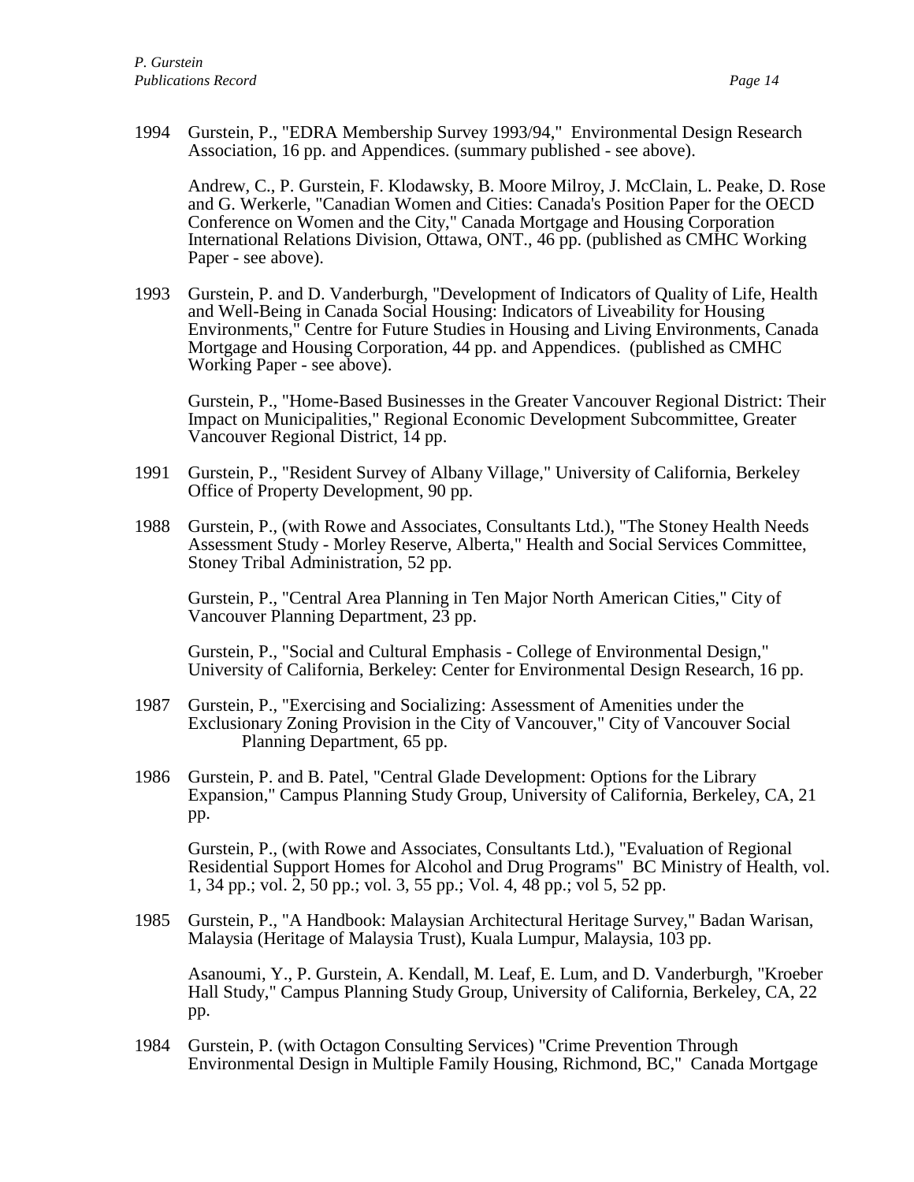1994 Gurstein, P., "EDRA Membership Survey 1993/94," Environmental Design Research Association, 16 pp. and Appendices. (summary published - see above).

Andrew, C., P. Gurstein, F. Klodawsky, B. Moore Milroy, J. McClain, L. Peake, D. Rose and G. Werkerle, "Canadian Women and Cities: Canada's Position Paper for the OECD Conference on Women and the City," Canada Mortgage and Housing Corporation International Relations Division, Ottawa, ONT., 46 pp. (published as CMHC Working Paper - see above).

1993 Gurstein, P. and D. Vanderburgh, "Development of Indicators of Quality of Life, Health and Well-Being in Canada Social Housing: Indicators of Liveability for Housing Environments," Centre for Future Studies in Housing and Living Environments, Canada Mortgage and Housing Corporation, 44 pp. and Appendices. (published as CMHC Working Paper - see above).

Gurstein, P., "Home-Based Businesses in the Greater Vancouver Regional District: Their Impact on Municipalities," Regional Economic Development Subcommittee, Greater Vancouver Regional District, 14 pp.

1991 Gurstein, P., "Resident Survey of Albany Village," University of California, Berkeley Office of Property Development, 90 pp.

1988 Gurstein, P., (with Rowe and Associates, Consultants Ltd.), "The Stoney Health Needs Assessment Study - Morley Reserve, Alberta," Health and Social Services Committee, Stoney Tribal Administration, 52 pp.

Gurstein, P., "Central Area Planning in Ten Major North American Cities," City of Vancouver Planning Department, 23 pp.

Gurstein, P., "Social and Cultural Emphasis - College of Environmental Design," University of California, Berkeley: Center for Environmental Design Research, 16 pp.

1987 Gurstein, P., "Exercising and Socializing: Assessment of Amenities under the Exclusionary Zoning Provision in the City of Vancouver," City of Vancouver Social Planning Department, 65 pp.

1986 Gurstein, P. and B. Patel, "Central Glade Development: Options for the Library Expansion," Campus Planning Study Group, University of California, Berkeley, CA, 21 pp.

Gurstein, P., (with Rowe and Associates, Consultants Ltd.), "Evaluation of Regional Residential Support Homes for Alcohol and Drug Programs" BC Ministry of Health, vol. 1, 34 pp.; vol. 2, 50 pp.; vol. 3, 55 pp.; Vol. 4, 48 pp.; vol 5, 52 pp.

1985 Gurstein, P., "A Handbook: Malaysian Architectural Heritage Survey," Badan Warisan, Malaysia (Heritage of Malaysia Trust), Kuala Lumpur, Malaysia, 103 pp.

Asanoumi, Y., P. Gurstein, A. Kendall, M. Leaf, E. Lum, and D. Vanderburgh, "Kroeber Hall Study," Campus Planning Study Group, University of California, Berkeley, CA, 22 pp.

1984 Gurstein, P. (with Octagon Consulting Services) "Crime Prevention Through Environmental Design in Multiple Family Housing, Richmond, BC," Canada Mortgage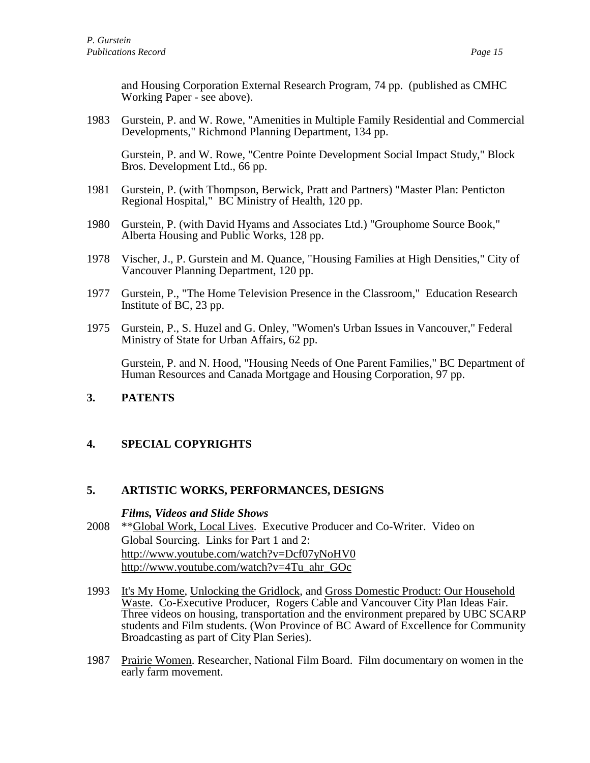and Housing Corporation External Research Program, 74 pp. (published as CMHC Working Paper - see above).

1983 Gurstein, P. and W. Rowe, "Amenities in Multiple Family Residential and Commercial Developments," Richmond Planning Department, 134 pp.

Gurstein, P. and W. Rowe, "Centre Pointe Development Social Impact Study," Block Bros. Development Ltd., 66 pp.

1981 Gurstein, P. (with Thompson, Berwick, Pratt and Partners) "Master Plan: Penticton Regional Hospital," BC Ministry of Health, 120 pp.

1980 Gurstein, P. (with David Hyams and Associates Ltd.) "Grouphome Source Book," Alberta Housing and Public Works, 128 pp.

1978 Vischer, J., P. Gurstein and M. Quance, "Housing Families at High Densities," City of Vancouver Planning Department, 120 pp.

1977 Gurstein, P., "The Home Television Presence in the Classroom," Education Research Institute of BC, 23 pp.

1975 Gurstein, P., S. Huzel and G. Onley, "Women's Urban Issues in Vancouver," Federal Ministry of State for Urban Affairs, 62 pp.

Gurstein, P. and N. Hood, "Housing Needs of One Parent Families," BC Department of Human Resources and Canada Mortgage and Housing Corporation, 97 pp.

## 3. PATENTS

## 4. SPECIAL COPYRIGHTS

## 5. ARTISTIC WORKS, PERFORMANCES, DESIGNS

***Films, Videos and Slide Shows***

2008 **Global Work, Local Lives. Executive Producer and Co-Writer. Video on Global Sourcing. Links for Part 1 and 2:
http://www.youtube.com/watch?v=Dcf07yNoHV0
http://www.youtube.com/watch?v=4Tu_ahr_GOc

1993 It's My Home, Unlocking the Gridlock, and Gross Domestic Product: Our Household Waste. Co-Executive Producer, Rogers Cable and Vancouver City Plan Ideas Fair. Three videos on housing, transportation and the environment prepared by UBC SCARP students and Film students. (Won Province of BC Award of Excellence for Community Broadcasting as part of City Plan Series).

1987 Prairie Women. Researcher, National Film Board. Film documentary on women in the early farm movement.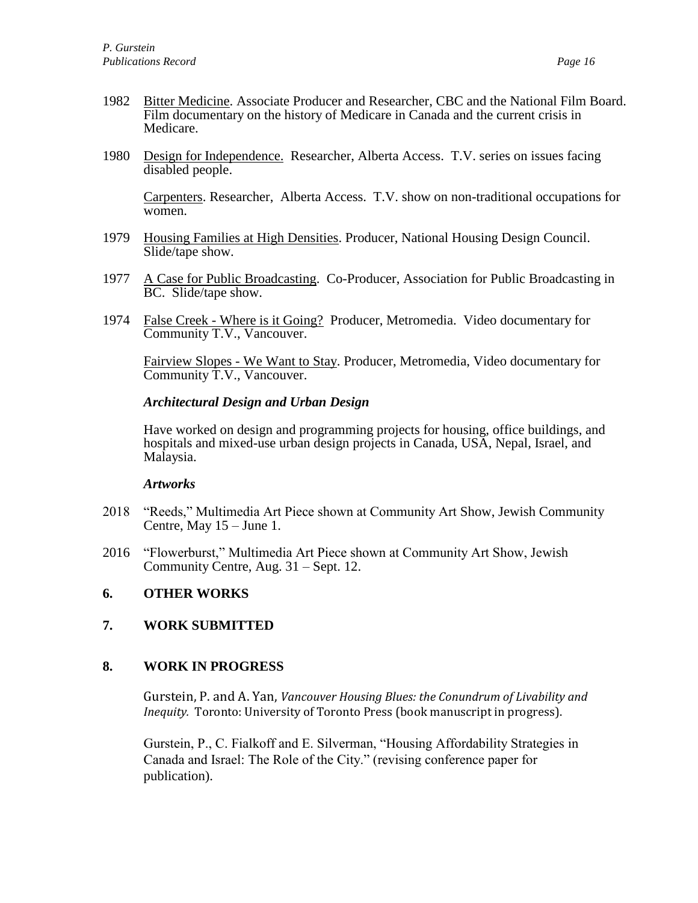1982 Bitter Medicine. Associate Producer and Researcher, CBC and the National Film Board. Film documentary on the history of Medicare in Canada and the current crisis in Medicare.

1980 Design for Independence. Researcher, Alberta Access. T.V. series on issues facing disabled people.

Carpenters. Researcher, Alberta Access. T.V. show on non-traditional occupations for women.

1979 Housing Families at High Densities. Producer, National Housing Design Council. Slide/tape show.

1977 A Case for Public Broadcasting. Co-Producer, Association for Public Broadcasting in BC. Slide/tape show.

1974 False Creek - Where is it Going? Producer, Metromedia. Video documentary for Community T.V., Vancouver.

Fairview Slopes - We Want to Stay. Producer, Metromedia, Video documentary for Community T.V., Vancouver.

***Architectural Design and Urban Design***

Have worked on design and programming projects for housing, office buildings, and hospitals and mixed-use urban design projects in Canada, USA, Nepal, Israel, and Malaysia.

***Artworks***

2018 "Reeds," Multimedia Art Piece shown at Community Art Show, Jewish Community Centre, May 15 – June 1.

2016 "Flowerburst," Multimedia Art Piece shown at Community Art Show, Jewish Community Centre, Aug. 31 – Sept. 12.

## 6. OTHER WORKS

## 7. WORK SUBMITTED

## 8. WORK IN PROGRESS

Gurstein, P. and A. Yan, *Vancouver Housing Blues: the Conundrum of Livability and Inequity.* Toronto: University of Toronto Press (book manuscript in progress).

Gurstein, P., C. Fialkoff and E. Silverman, "Housing Affordability Strategies in Canada and Israel: The Role of the City." (revising conference paper for publication).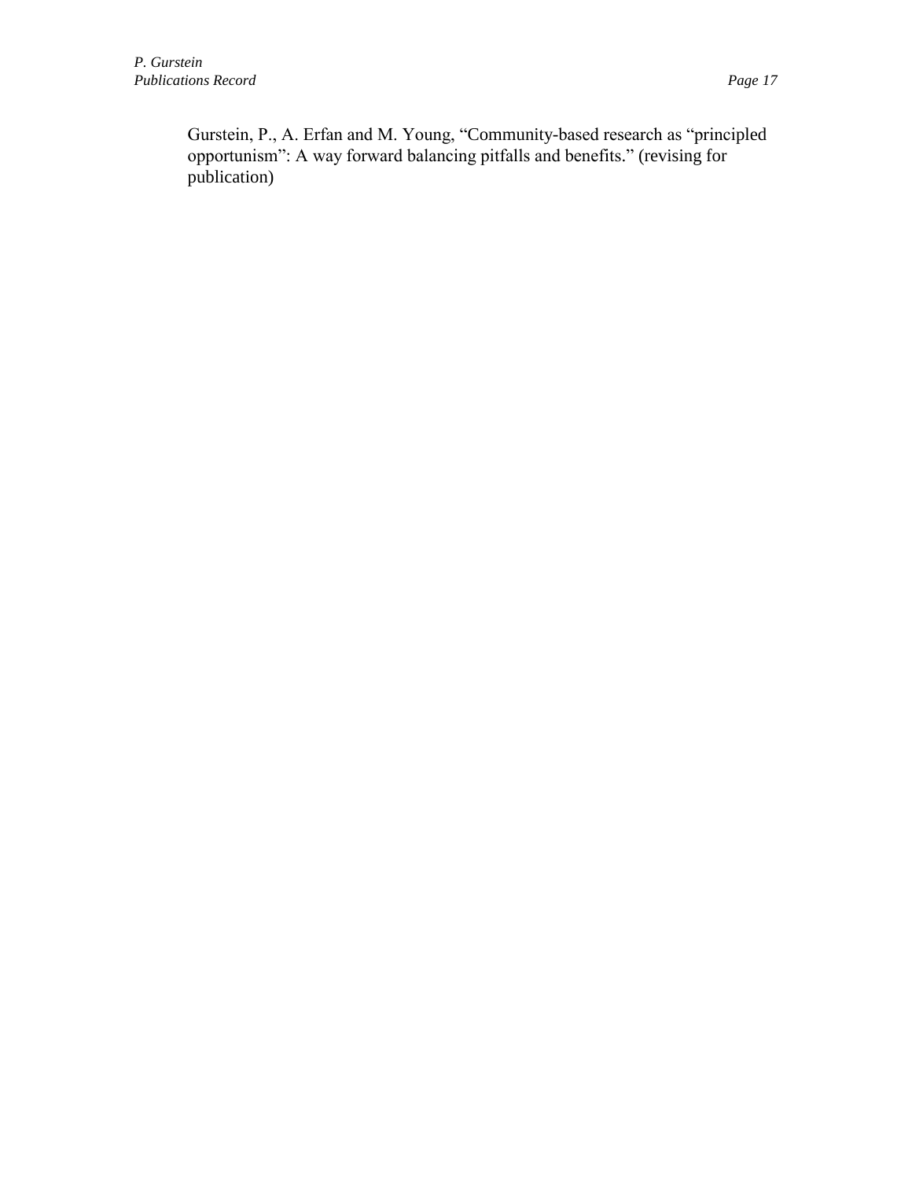Gurstein, P., A. Erfan and M. Young, “Community-based research as “principled opportunism”: A way forward balancing pitfalls and benefits.” (revising for publication)